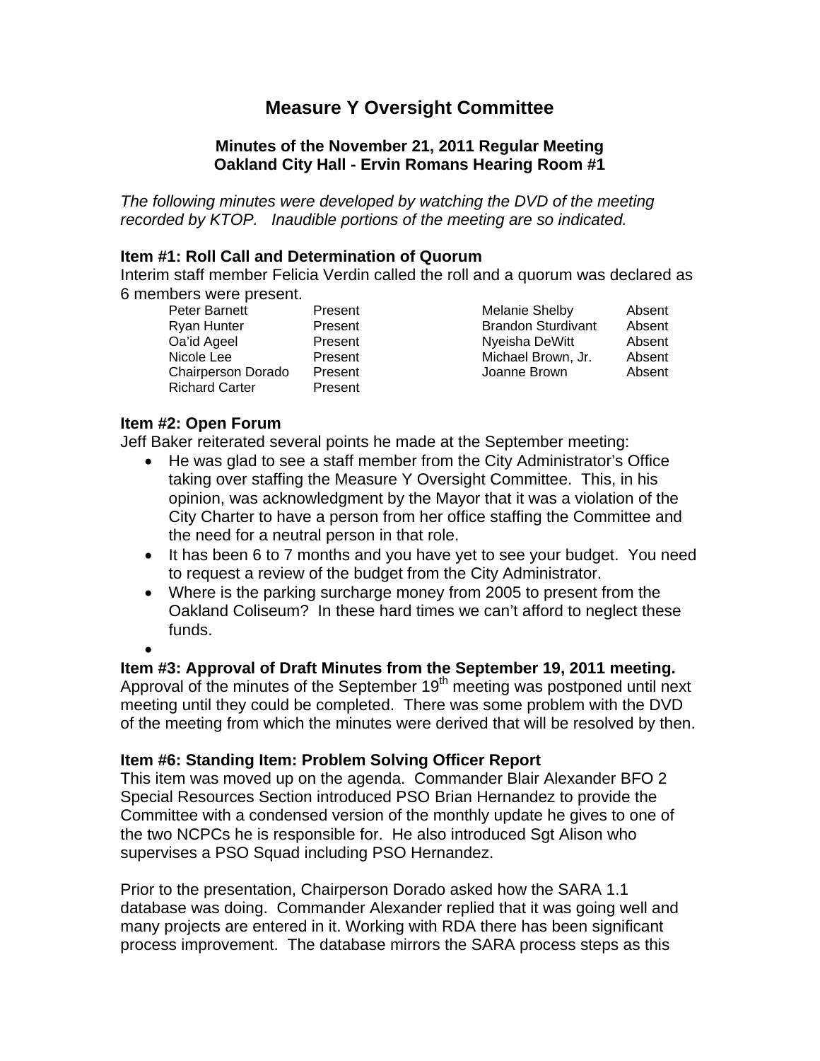# Measure Y Oversight Committee

### Minutes of the November 21, 2011 Regular Meeting
### Oakland City Hall - Ervin Romans Hearing Room #1

*The following minutes were developed by watching the DVD of the meeting recorded by KTOP. Inaudible portions of the meeting are so indicated.*

**Item #1: Roll Call and Determination of Quorum**

Interim staff member Felicia Verdin called the roll and a quorum was declared as 6 members were present.

| | | | |
|---|---|---|---|
| Peter Barnett | Present | Melanie Shelby | Absent |
| Ryan Hunter | Present | Brandon Sturdivant | Absent |
| Oa'id Ageel | Present | Nyeisha DeWitt | Absent |
| Nicole Lee | Present | Michael Brown, Jr. | Absent |
| Chairperson Dorado | Present | Joanne Brown | Absent |
| Richard Carter | Present | | |

**Item #2: Open Forum**

Jeff Baker reiterated several points he made at the September meeting:

- He was glad to see a staff member from the City Administrator's Office taking over staffing the Measure Y Oversight Committee. This, in his opinion, was acknowledgment by the Mayor that it was a violation of the City Charter to have a person from her office staffing the Committee and the need for a neutral person in that role.
- It has been 6 to 7 months and you have yet to see your budget. You need to request a review of the budget from the City Administrator.
- Where is the parking surcharge money from 2005 to present from the Oakland Coliseum? In these hard times we can't afford to neglect these funds.
-

**Item #3: Approval of Draft Minutes from the September 19, 2011 meeting.**

Approval of the minutes of the September 19th meeting was postponed until next meeting until they could be completed. There was some problem with the DVD of the meeting from which the minutes were derived that will be resolved by then.

**Item #6: Standing Item: Problem Solving Officer Report**

This item was moved up on the agenda. Commander Blair Alexander BFO 2 Special Resources Section introduced PSO Brian Hernandez to provide the Committee with a condensed version of the monthly update he gives to one of the two NCPCs he is responsible for. He also introduced Sgt Alison who supervises a PSO Squad including PSO Hernandez.

Prior to the presentation, Chairperson Dorado asked how the SARA 1.1 database was doing. Commander Alexander replied that it was going well and many projects are entered in it. Working with RDA there has been significant process improvement. The database mirrors the SARA process steps as this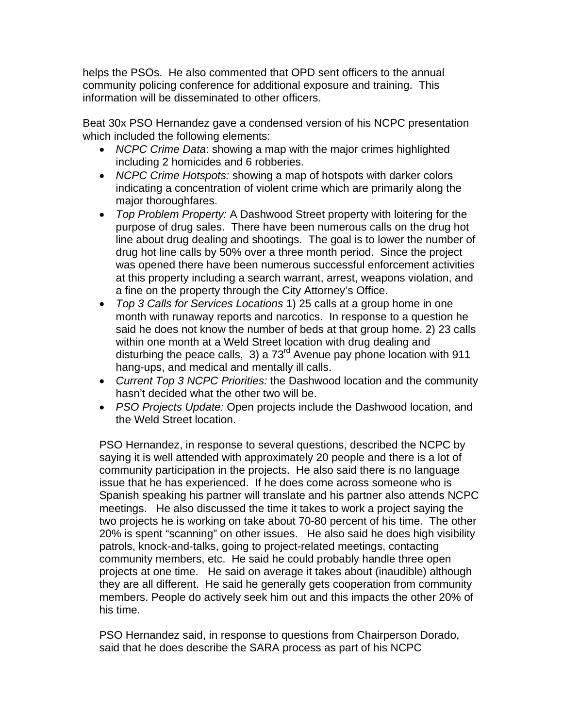helps the PSOs.  He also commented that OPD sent officers to the annual community policing conference for additional exposure and training.  This information will be disseminated to other officers.

Beat 30x PSO Hernandez gave a condensed version of his NCPC presentation which included the following elements:

- *NCPC Crime Data*: showing a map with the major crimes highlighted including 2 homicides and 6 robberies.
- *NCPC Crime Hotspots:* showing a map of hotspots with darker colors indicating a concentration of violent crime which are primarily along the major thoroughfares.
- *Top Problem Property:* A Dashwood Street property with loitering for the purpose of drug sales.  There have been numerous calls on the drug hot line about drug dealing and shootings.  The goal is to lower the number of drug hot line calls by 50% over a three month period.  Since the project was opened there have been numerous successful enforcement activities at this property including a search warrant, arrest, weapons violation, and a fine on the property through the City Attorney's Office.
- *Top 3 Calls for Services Locations* 1) 25 calls at a group home in one month with runaway reports and narcotics.  In response to a question he said he does not know the number of beds at that group home. 2) 23 calls within one month at a Weld Street location with drug dealing and disturbing the peace calls,  3) a 73rd Avenue pay phone location with 911 hang-ups, and medical and mentally ill calls.
- *Current Top 3 NCPC Priorities:* the Dashwood location and the community hasn't decided what the other two will be.
- *PSO Projects Update:* Open projects include the Dashwood location, and the Weld Street location.

PSO Hernandez, in response to several questions, described the NCPC by saying it is well attended with approximately 20 people and there is a lot of community participation in the projects.  He also said there is no language issue that he has experienced.  If he does come across someone who is Spanish speaking his partner will translate and his partner also attends NCPC meetings.   He also discussed the time it takes to work a project saying the two projects he is working on take about 70-80 percent of his time.  The other 20% is spent "scanning" on other issues.   He also said he does high visibility patrols, knock-and-talks, going to project-related meetings, contacting community members, etc.  He said he could probably handle three open projects at one time.   He said on average it takes about (inaudible) although they are all different.  He said he generally gets cooperation from community members. People do actively seek him out and this impacts the other 20% of his time.

PSO Hernandez said, in response to questions from Chairperson Dorado, said that he does describe the SARA process as part of his NCPC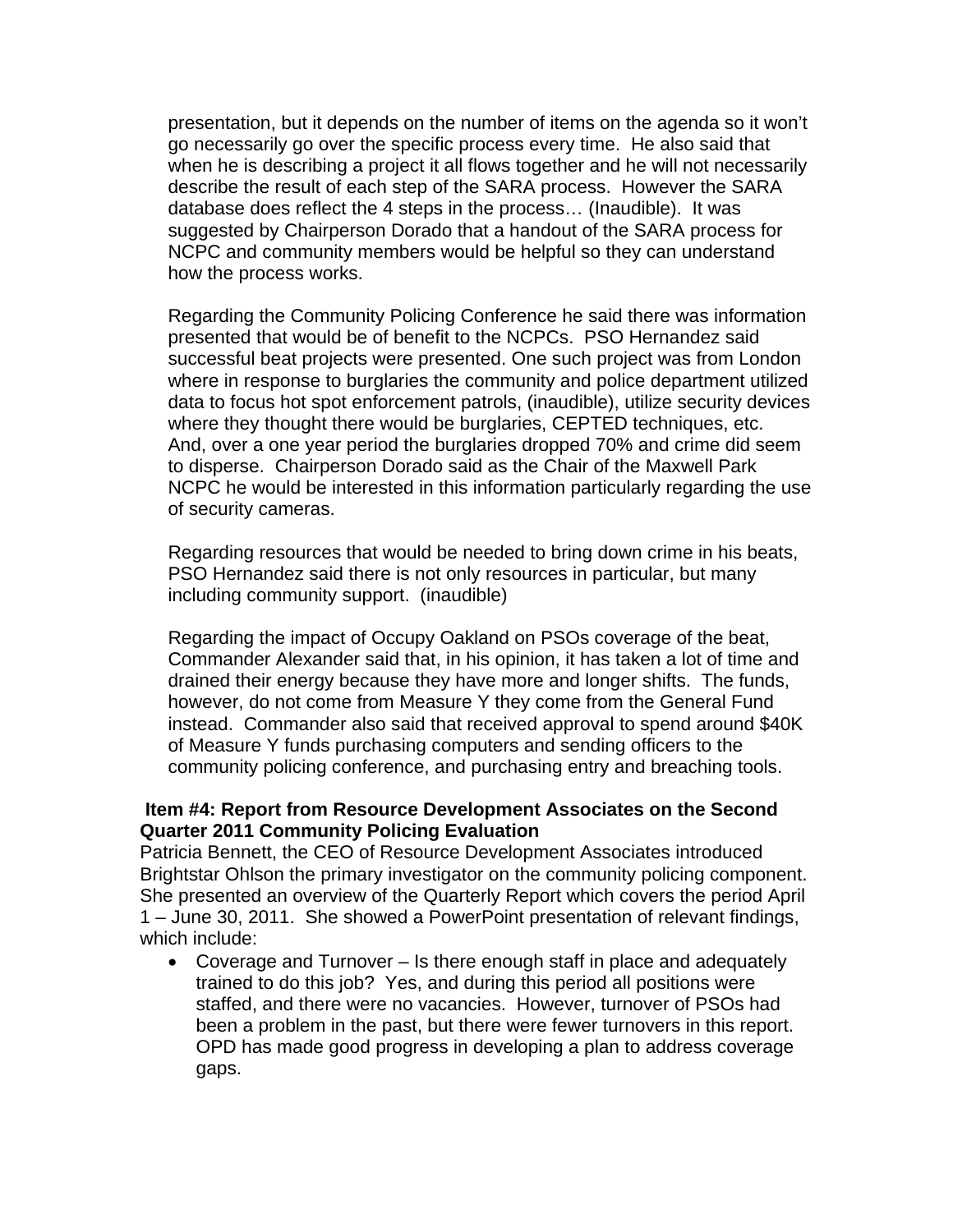presentation, but it depends on the number of items on the agenda so it won't go necessarily go over the specific process every time. He also said that when he is describing a project it all flows together and he will not necessarily describe the result of each step of the SARA process. However the SARA database does reflect the 4 steps in the process… (Inaudible). It was suggested by Chairperson Dorado that a handout of the SARA process for NCPC and community members would be helpful so they can understand how the process works.

Regarding the Community Policing Conference he said there was information presented that would be of benefit to the NCPCs. PSO Hernandez said successful beat projects were presented. One such project was from London where in response to burglaries the community and police department utilized data to focus hot spot enforcement patrols, (inaudible), utilize security devices where they thought there would be burglaries, CEPTED techniques, etc. And, over a one year period the burglaries dropped 70% and crime did seem to disperse. Chairperson Dorado said as the Chair of the Maxwell Park NCPC he would be interested in this information particularly regarding the use of security cameras.

Regarding resources that would be needed to bring down crime in his beats, PSO Hernandez said there is not only resources in particular, but many including community support. (inaudible)

Regarding the impact of Occupy Oakland on PSOs coverage of the beat, Commander Alexander said that, in his opinion, it has taken a lot of time and drained their energy because they have more and longer shifts. The funds, however, do not come from Measure Y they come from the General Fund instead. Commander also said that received approval to spend around $40K of Measure Y funds purchasing computers and sending officers to the community policing conference, and purchasing entry and breaching tools.

**Item #4: Report from Resource Development Associates on the Second Quarter 2011 Community Policing Evaluation**

Patricia Bennett, the CEO of Resource Development Associates introduced Brightstar Ohlson the primary investigator on the community policing component. She presented an overview of the Quarterly Report which covers the period April 1 – June 30, 2011. She showed a PowerPoint presentation of relevant findings, which include:

- Coverage and Turnover – Is there enough staff in place and adequately trained to do this job? Yes, and during this period all positions were staffed, and there were no vacancies. However, turnover of PSOs had been a problem in the past, but there were fewer turnovers in this report. OPD has made good progress in developing a plan to address coverage gaps.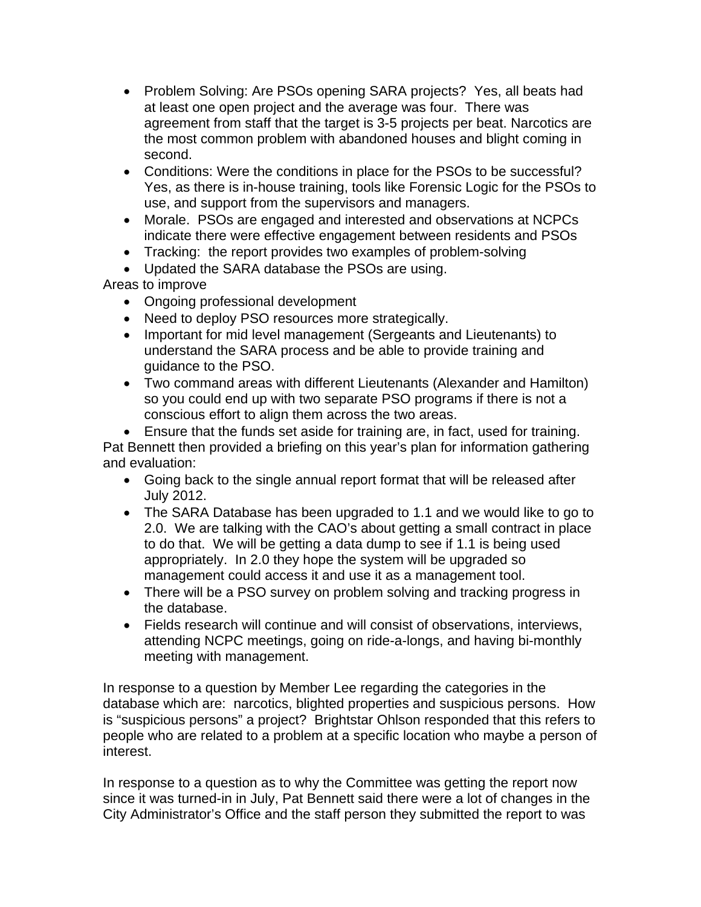- Problem Solving: Are PSOs opening SARA projects? Yes, all beats had at least one open project and the average was four. There was agreement from staff that the target is 3-5 projects per beat. Narcotics are the most common problem with abandoned houses and blight coming in second.
- Conditions: Were the conditions in place for the PSOs to be successful? Yes, as there is in-house training, tools like Forensic Logic for the PSOs to use, and support from the supervisors and managers.
- Morale. PSOs are engaged and interested and observations at NCPCs indicate there were effective engagement between residents and PSOs
- Tracking: the report provides two examples of problem-solving
- Updated the SARA database the PSOs are using.

Areas to improve

- Ongoing professional development
- Need to deploy PSO resources more strategically.
- Important for mid level management (Sergeants and Lieutenants) to understand the SARA process and be able to provide training and guidance to the PSO.
- Two command areas with different Lieutenants (Alexander and Hamilton) so you could end up with two separate PSO programs if there is not a conscious effort to align them across the two areas.
- Ensure that the funds set aside for training are, in fact, used for training.

Pat Bennett then provided a briefing on this year's plan for information gathering and evaluation:

- Going back to the single annual report format that will be released after July 2012.
- The SARA Database has been upgraded to 1.1 and we would like to go to 2.0. We are talking with the CAO's about getting a small contract in place to do that. We will be getting a data dump to see if 1.1 is being used appropriately. In 2.0 they hope the system will be upgraded so management could access it and use it as a management tool.
- There will be a PSO survey on problem solving and tracking progress in the database.
- Fields research will continue and will consist of observations, interviews, attending NCPC meetings, going on ride-a-longs, and having bi-monthly meeting with management.

In response to a question by Member Lee regarding the categories in the database which are: narcotics, blighted properties and suspicious persons. How is "suspicious persons" a project? Brightstar Ohlson responded that this refers to people who are related to a problem at a specific location who maybe a person of interest.

In response to a question as to why the Committee was getting the report now since it was turned-in in July, Pat Bennett said there were a lot of changes in the City Administrator's Office and the staff person they submitted the report to was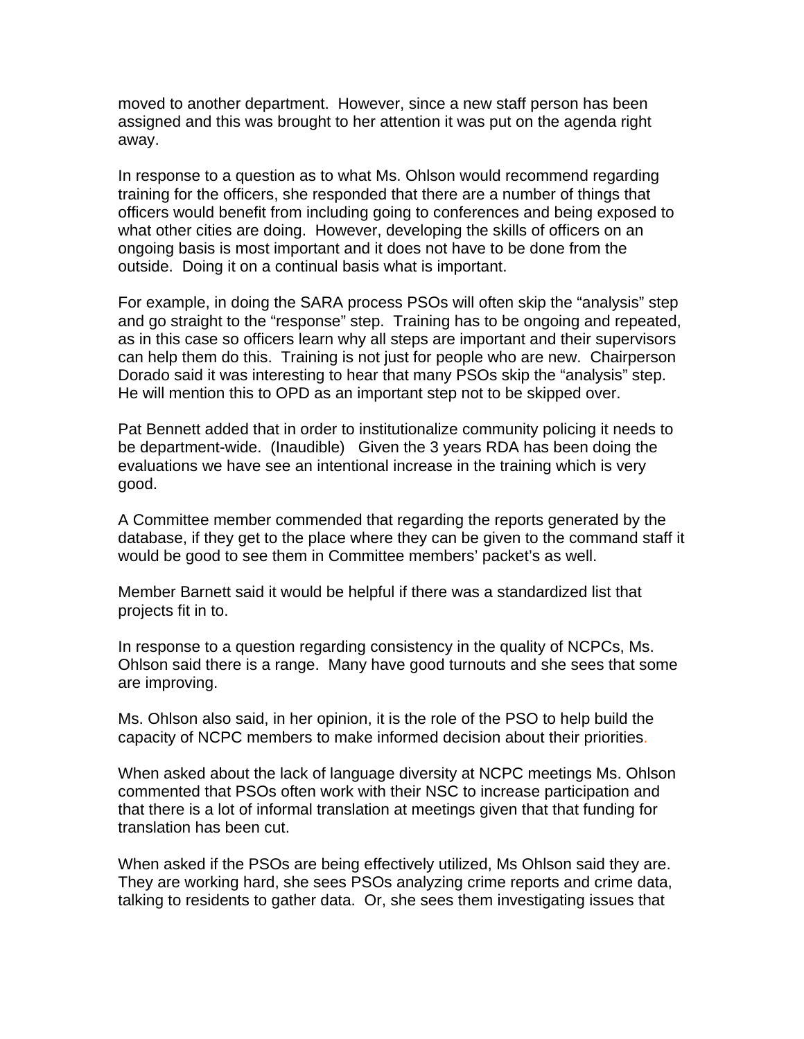moved to another department. However, since a new staff person has been assigned and this was brought to her attention it was put on the agenda right away.

In response to a question as to what Ms. Ohlson would recommend regarding training for the officers, she responded that there are a number of things that officers would benefit from including going to conferences and being exposed to what other cities are doing. However, developing the skills of officers on an ongoing basis is most important and it does not have to be done from the outside. Doing it on a continual basis what is important.

For example, in doing the SARA process PSOs will often skip the "analysis" step and go straight to the "response" step. Training has to be ongoing and repeated, as in this case so officers learn why all steps are important and their supervisors can help them do this. Training is not just for people who are new. Chairperson Dorado said it was interesting to hear that many PSOs skip the "analysis" step. He will mention this to OPD as an important step not to be skipped over.

Pat Bennett added that in order to institutionalize community policing it needs to be department-wide. (Inaudible) Given the 3 years RDA has been doing the evaluations we have see an intentional increase in the training which is very good.

A Committee member commended that regarding the reports generated by the database, if they get to the place where they can be given to the command staff it would be good to see them in Committee members' packet's as well.

Member Barnett said it would be helpful if there was a standardized list that projects fit in to.

In response to a question regarding consistency in the quality of NCPCs, Ms. Ohlson said there is a range. Many have good turnouts and she sees that some are improving.

Ms. Ohlson also said, in her opinion, it is the role of the PSO to help build the capacity of NCPC members to make informed decision about their priorities.

When asked about the lack of language diversity at NCPC meetings Ms. Ohlson commented that PSOs often work with their NSC to increase participation and that there is a lot of informal translation at meetings given that that funding for translation has been cut.

When asked if the PSOs are being effectively utilized, Ms Ohlson said they are. They are working hard, she sees PSOs analyzing crime reports and crime data, talking to residents to gather data. Or, she sees them investigating issues that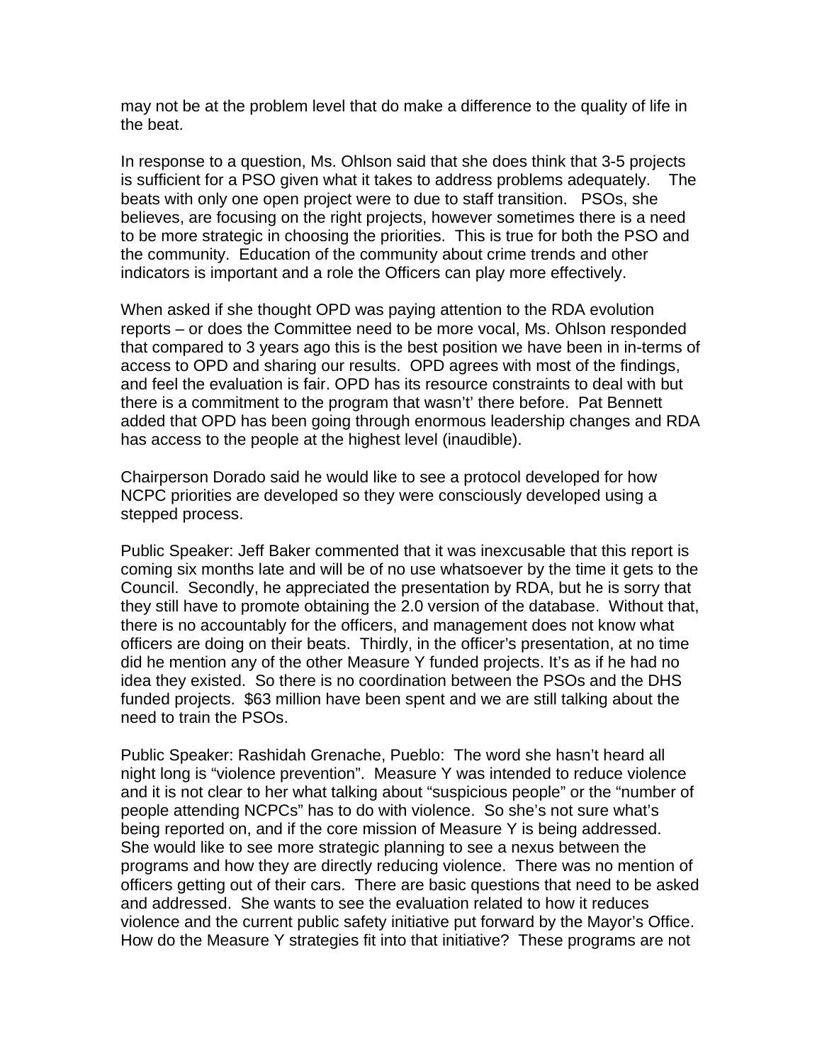may not be at the problem level that do make a difference to the quality of life in the beat.

In response to a question, Ms. Ohlson said that she does think that 3-5 projects is sufficient for a PSO given what it takes to address problems adequately. The beats with only one open project were to due to staff transition. PSOs, she believes, are focusing on the right projects, however sometimes there is a need to be more strategic in choosing the priorities. This is true for both the PSO and the community. Education of the community about crime trends and other indicators is important and a role the Officers can play more effectively.

When asked if she thought OPD was paying attention to the RDA evolution reports – or does the Committee need to be more vocal, Ms. Ohlson responded that compared to 3 years ago this is the best position we have been in in-terms of access to OPD and sharing our results. OPD agrees with most of the findings, and feel the evaluation is fair. OPD has its resource constraints to deal with but there is a commitment to the program that wasn't' there before. Pat Bennett added that OPD has been going through enormous leadership changes and RDA has access to the people at the highest level (inaudible).

Chairperson Dorado said he would like to see a protocol developed for how NCPC priorities are developed so they were consciously developed using a stepped process.

Public Speaker: Jeff Baker commented that it was inexcusable that this report is coming six months late and will be of no use whatsoever by the time it gets to the Council. Secondly, he appreciated the presentation by RDA, but he is sorry that they still have to promote obtaining the 2.0 version of the database. Without that, there is no accountably for the officers, and management does not know what officers are doing on their beats. Thirdly, in the officer's presentation, at no time did he mention any of the other Measure Y funded projects. It's as if he had no idea they existed. So there is no coordination between the PSOs and the DHS funded projects. $63 million have been spent and we are still talking about the need to train the PSOs.

Public Speaker: Rashidah Grenache, Pueblo: The word she hasn't heard all night long is "violence prevention". Measure Y was intended to reduce violence and it is not clear to her what talking about "suspicious people" or the "number of people attending NCPCs" has to do with violence. So she's not sure what's being reported on, and if the core mission of Measure Y is being addressed. She would like to see more strategic planning to see a nexus between the programs and how they are directly reducing violence. There was no mention of officers getting out of their cars. There are basic questions that need to be asked and addressed. She wants to see the evaluation related to how it reduces violence and the current public safety initiative put forward by the Mayor's Office. How do the Measure Y strategies fit into that initiative? These programs are not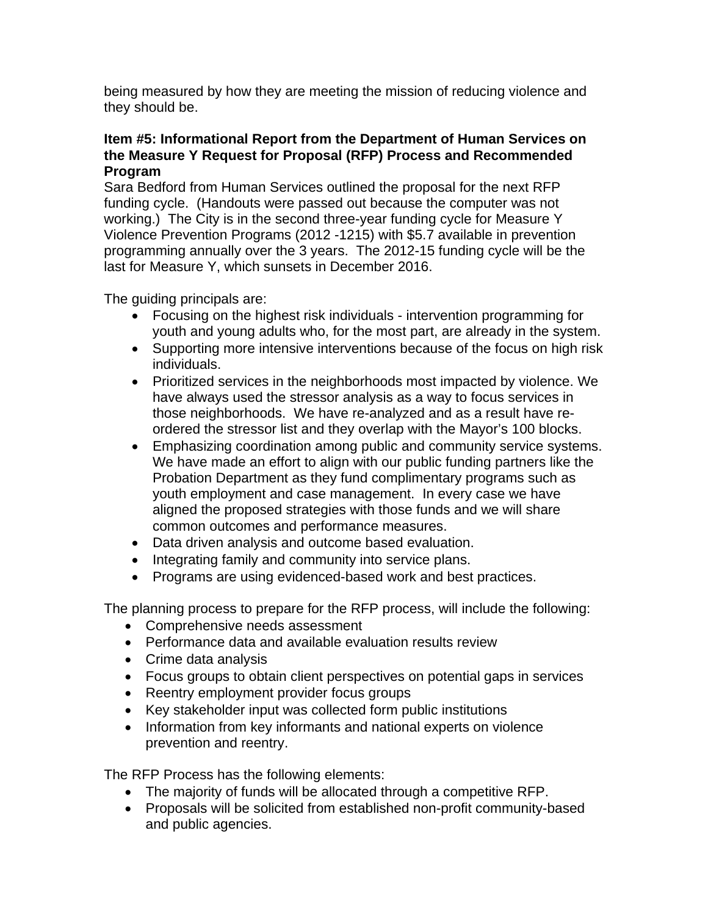being measured by how they are meeting the mission of reducing violence and they should be.

**Item #5: Informational Report from the Department of Human Services on the Measure Y Request for Proposal (RFP) Process and Recommended Program**

Sara Bedford from Human Services outlined the proposal for the next RFP funding cycle. (Handouts were passed out because the computer was not working.) The City is in the second three-year funding cycle for Measure Y Violence Prevention Programs (2012 -1215) with $5.7 available in prevention programming annually over the 3 years. The 2012-15 funding cycle will be the last for Measure Y, which sunsets in December 2016.

The guiding principals are:

- Focusing on the highest risk individuals - intervention programming for youth and young adults who, for the most part, are already in the system.
- Supporting more intensive interventions because of the focus on high risk individuals.
- Prioritized services in the neighborhoods most impacted by violence. We have always used the stressor analysis as a way to focus services in those neighborhoods. We have re-analyzed and as a result have re-ordered the stressor list and they overlap with the Mayor's 100 blocks.
- Emphasizing coordination among public and community service systems. We have made an effort to align with our public funding partners like the Probation Department as they fund complimentary programs such as youth employment and case management. In every case we have aligned the proposed strategies with those funds and we will share common outcomes and performance measures.
- Data driven analysis and outcome based evaluation.
- Integrating family and community into service plans.
- Programs are using evidenced-based work and best practices.

The planning process to prepare for the RFP process, will include the following:

- Comprehensive needs assessment
- Performance data and available evaluation results review
- Crime data analysis
- Focus groups to obtain client perspectives on potential gaps in services
- Reentry employment provider focus groups
- Key stakeholder input was collected form public institutions
- Information from key informants and national experts on violence prevention and reentry.

The RFP Process has the following elements:

- The majority of funds will be allocated through a competitive RFP.
- Proposals will be solicited from established non-profit community-based and public agencies.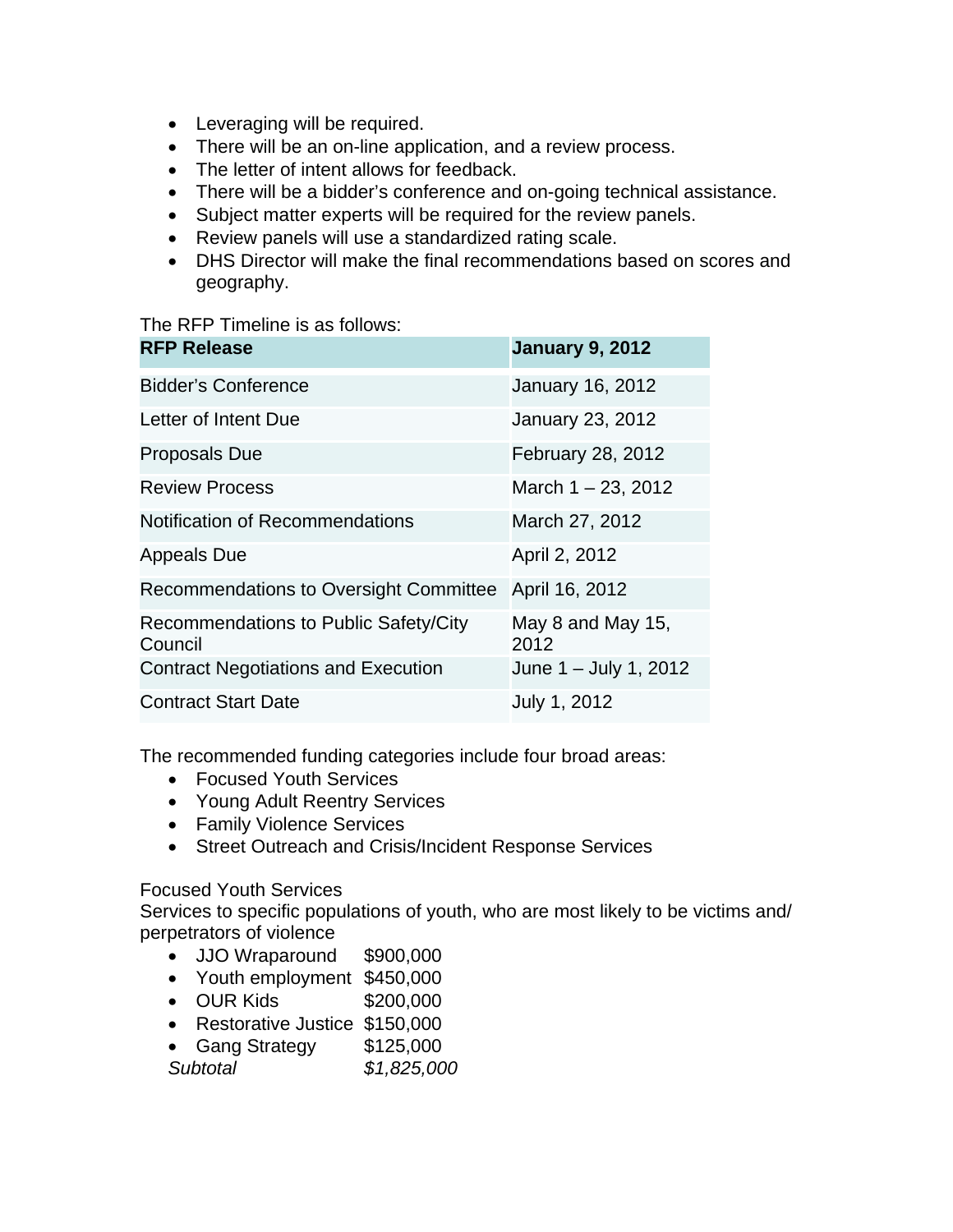- Leveraging will be required.
- There will be an on-line application, and a review process.
- The letter of intent allows for feedback.
- There will be a bidder's conference and on-going technical assistance.
- Subject matter experts will be required for the review panels.
- Review panels will use a standardized rating scale.
- DHS Director will make the final recommendations based on scores and geography.

The RFP Timeline is as follows:

| **RFP Release** | **January 9, 2012** |
|---|---|
| Bidder's Conference | January 16, 2012 |
| Letter of Intent Due | January 23, 2012 |
| Proposals Due | February 28, 2012 |
| Review Process | March 1 – 23, 2012 |
| Notification of Recommendations | March 27, 2012 |
| Appeals Due | April 2, 2012 |
| Recommendations to Oversight Committee | April 16, 2012 |
| Recommendations to Public Safety/City Council | May 8 and May 15, 2012 |
| Contract Negotiations and Execution | June 1 – July 1, 2012 |
| Contract Start Date | July 1, 2012 |

The recommended funding categories include four broad areas:

- Focused Youth Services
- Young Adult Reentry Services
- Family Violence Services
- Street Outreach and Crisis/Incident Response Services

Focused Youth Services

Services to specific populations of youth, who are most likely to be victims and/ perpetrators of violence

- JJO Wraparound $900,000
- Youth employment $450,000
- OUR Kids $200,000
- Restorative Justice $150,000
- Gang Strategy $125,000

*Subtotal* *$1,825,000*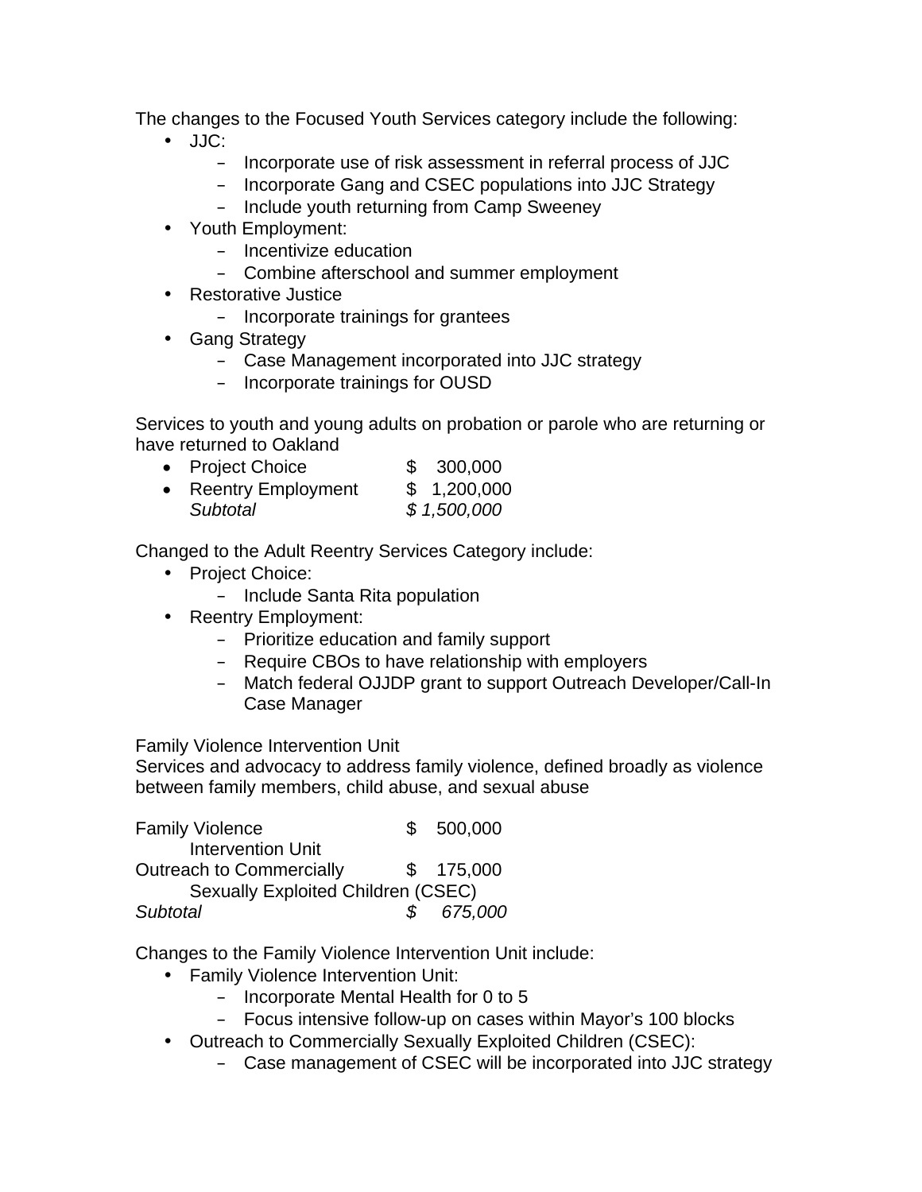The changes to the Focused Youth Services category include the following:

- JJC:
  - Incorporate use of risk assessment in referral process of JJC
  - Incorporate Gang and CSEC populations into JJC Strategy
  - Include youth returning from Camp Sweeney
- Youth Employment:
  - Incentivize education
  - Combine afterschool and summer employment
- Restorative Justice
  - Incorporate trainings for grantees
- Gang Strategy
  - Case Management incorporated into JJC strategy
  - Incorporate trainings for OUSD

Services to youth and young adults on probation or parole who are returning or have returned to Oakland

| | |
|---|---|
| • Project Choice | $ 300,000 |
| • Reentry Employment | $ 1,200,000 |
| *Subtotal* | *$ 1,500,000* |

Changed to the Adult Reentry Services Category include:

- Project Choice:
  - Include Santa Rita population
- Reentry Employment:
  - Prioritize education and family support
  - Require CBOs to have relationship with employers
  - Match federal OJJDP grant to support Outreach Developer/Call-In Case Manager

Family Violence Intervention Unit
Services and advocacy to address family violence, defined broadly as violence between family members, child abuse, and sexual abuse

| | |
|---|---|
| Family Violence Intervention Unit | $ 500,000 |
| Outreach to Commercially Sexually Exploited Children (CSEC) | $ 175,000 |
| *Subtotal* | *$ 675,000* |

Changes to the Family Violence Intervention Unit include:

- Family Violence Intervention Unit:
  - Incorporate Mental Health for 0 to 5
  - Focus intensive follow-up on cases within Mayor's 100 blocks
- Outreach to Commercially Sexually Exploited Children (CSEC):
  - Case management of CSEC will be incorporated into JJC strategy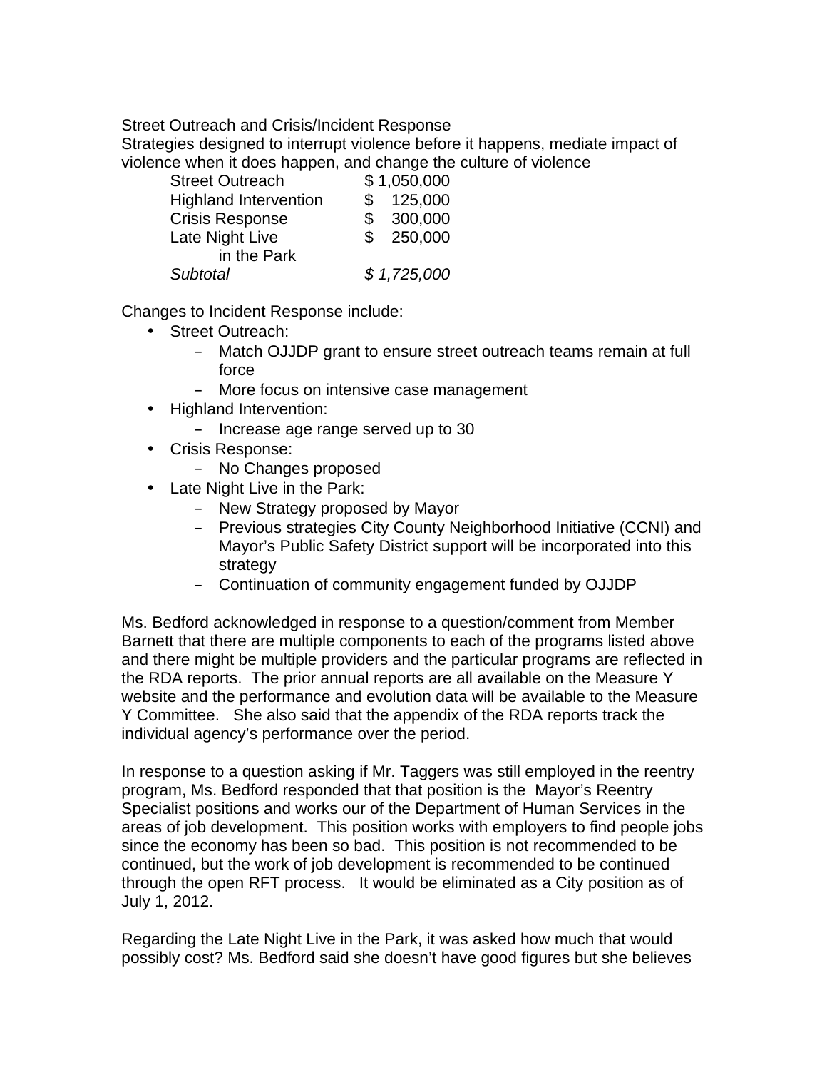Street Outreach and Crisis/Incident Response

Strategies designed to interrupt violence before it happens, mediate impact of violence when it does happen, and change the culture of violence

| | |
|---|---|
| Street Outreach | $ 1,050,000 |
| Highland Intervention | $ 125,000 |
| Crisis Response | $ 300,000 |
| Late Night Live in the Park | $ 250,000 |
| *Subtotal* | *$ 1,725,000* |

Changes to Incident Response include:

- Street Outreach:
  - Match OJJDP grant to ensure street outreach teams remain at full force
  - More focus on intensive case management
- Highland Intervention:
  - Increase age range served up to 30
- Crisis Response:
  - No Changes proposed
- Late Night Live in the Park:
  - New Strategy proposed by Mayor
  - Previous strategies City County Neighborhood Initiative (CCNI) and Mayor's Public Safety District support will be incorporated into this strategy
  - Continuation of community engagement funded by OJJDP

Ms. Bedford acknowledged in response to a question/comment from Member Barnett that there are multiple components to each of the programs listed above and there might be multiple providers and the particular programs are reflected in the RDA reports. The prior annual reports are all available on the Measure Y website and the performance and evolution data will be available to the Measure Y Committee. She also said that the appendix of the RDA reports track the individual agency's performance over the period.

In response to a question asking if Mr. Taggers was still employed in the reentry program, Ms. Bedford responded that that position is the Mayor's Reentry Specialist positions and works our of the Department of Human Services in the areas of job development. This position works with employers to find people jobs since the economy has been so bad. This position is not recommended to be continued, but the work of job development is recommended to be continued through the open RFT process. It would be eliminated as a City position as of July 1, 2012.

Regarding the Late Night Live in the Park, it was asked how much that would possibly cost? Ms. Bedford said she doesn't have good figures but she believes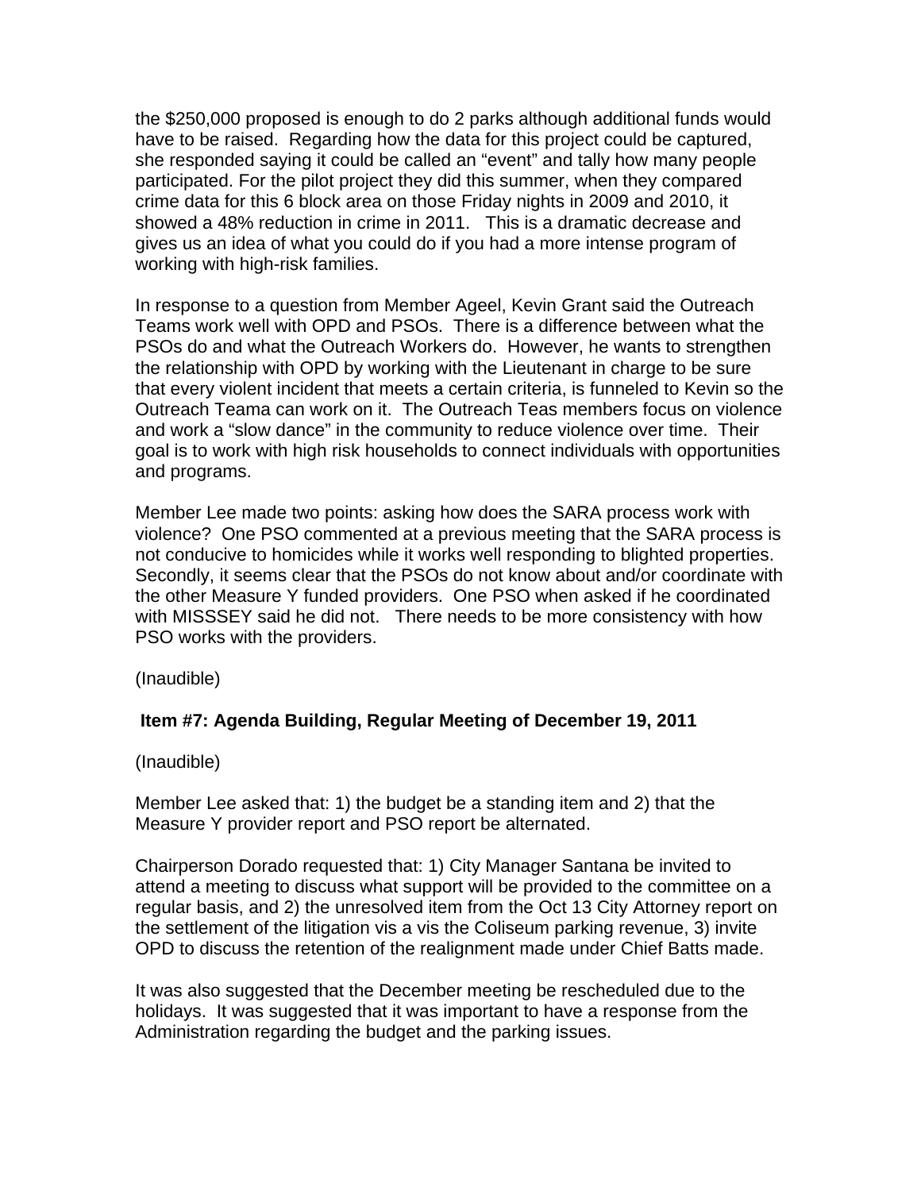the $250,000 proposed is enough to do 2 parks although additional funds would have to be raised. Regarding how the data for this project could be captured, she responded saying it could be called an "event" and tally how many people participated. For the pilot project they did this summer, when they compared crime data for this 6 block area on those Friday nights in 2009 and 2010, it showed a 48% reduction in crime in 2011. This is a dramatic decrease and gives us an idea of what you could do if you had a more intense program of working with high-risk families.

In response to a question from Member Ageel, Kevin Grant said the Outreach Teams work well with OPD and PSOs. There is a difference between what the PSOs do and what the Outreach Workers do. However, he wants to strengthen the relationship with OPD by working with the Lieutenant in charge to be sure that every violent incident that meets a certain criteria, is funneled to Kevin so the Outreach Teama can work on it. The Outreach Teas members focus on violence and work a "slow dance" in the community to reduce violence over time. Their goal is to work with high risk households to connect individuals with opportunities and programs.

Member Lee made two points: asking how does the SARA process work with violence? One PSO commented at a previous meeting that the SARA process is not conducive to homicides while it works well responding to blighted properties. Secondly, it seems clear that the PSOs do not know about and/or coordinate with the other Measure Y funded providers. One PSO when asked if he coordinated with MISSSEY said he did not. There needs to be more consistency with how PSO works with the providers.

(Inaudible)

**Item #7: Agenda Building, Regular Meeting of December 19, 2011**

(Inaudible)

Member Lee asked that: 1) the budget be a standing item and 2) that the Measure Y provider report and PSO report be alternated.

Chairperson Dorado requested that: 1) City Manager Santana be invited to attend a meeting to discuss what support will be provided to the committee on a regular basis, and 2) the unresolved item from the Oct 13 City Attorney report on the settlement of the litigation vis a vis the Coliseum parking revenue, 3) invite OPD to discuss the retention of the realignment made under Chief Batts made.

It was also suggested that the December meeting be rescheduled due to the holidays. It was suggested that it was important to have a response from the Administration regarding the budget and the parking issues.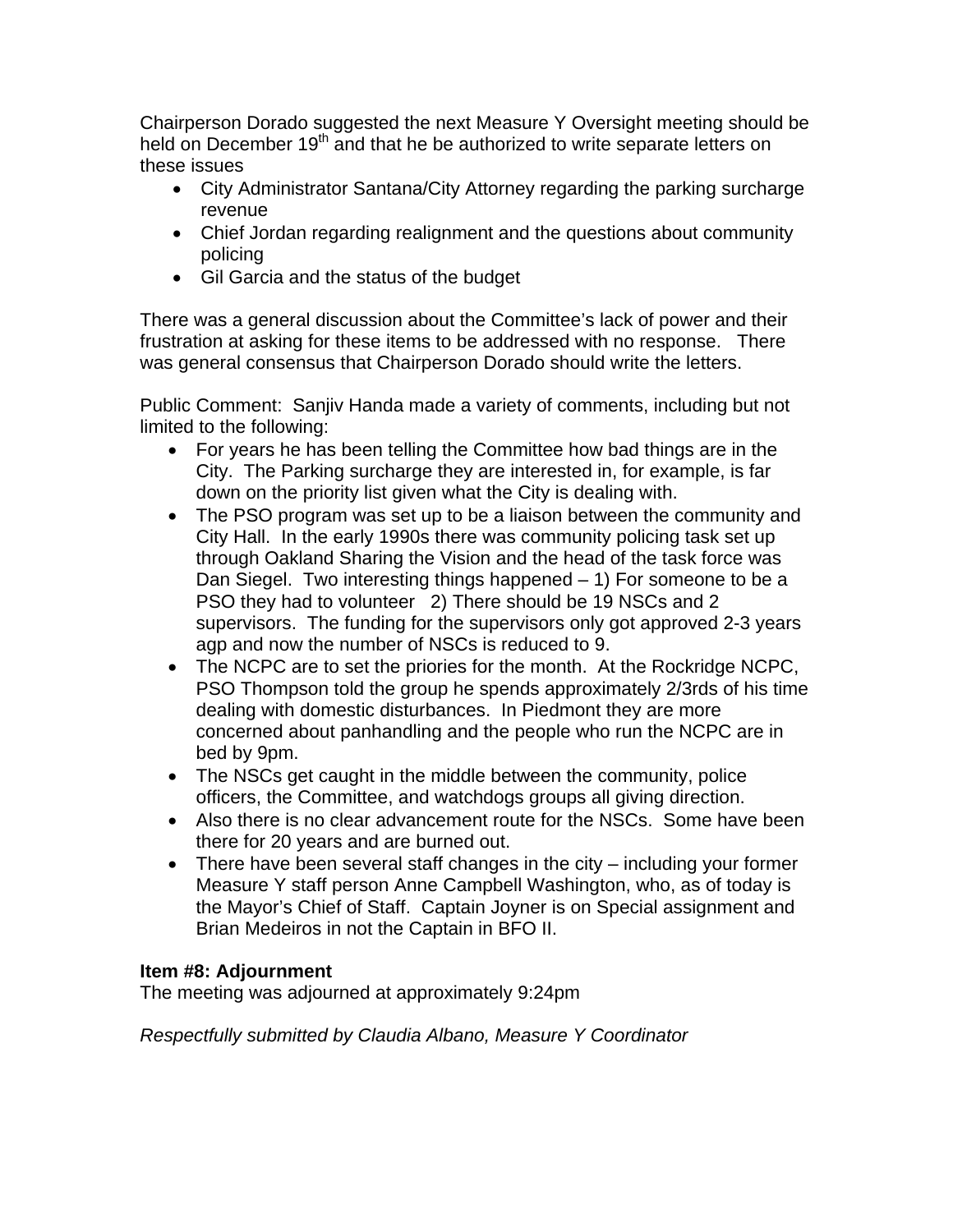Chairperson Dorado suggested the next Measure Y Oversight meeting should be held on December 19th and that he be authorized to write separate letters on these issues

- City Administrator Santana/City Attorney regarding the parking surcharge revenue
- Chief Jordan regarding realignment and the questions about community policing
- Gil Garcia and the status of the budget

There was a general discussion about the Committee's lack of power and their frustration at asking for these items to be addressed with no response. There was general consensus that Chairperson Dorado should write the letters.

Public Comment: Sanjiv Handa made a variety of comments, including but not limited to the following:

- For years he has been telling the Committee how bad things are in the City. The Parking surcharge they are interested in, for example, is far down on the priority list given what the City is dealing with.
- The PSO program was set up to be a liaison between the community and City Hall. In the early 1990s there was community policing task set up through Oakland Sharing the Vision and the head of the task force was Dan Siegel. Two interesting things happened – 1) For someone to be a PSO they had to volunteer 2) There should be 19 NSCs and 2 supervisors. The funding for the supervisors only got approved 2-3 years agp and now the number of NSCs is reduced to 9.
- The NCPC are to set the priories for the month. At the Rockridge NCPC, PSO Thompson told the group he spends approximately 2/3rds of his time dealing with domestic disturbances. In Piedmont they are more concerned about panhandling and the people who run the NCPC are in bed by 9pm.
- The NSCs get caught in the middle between the community, police officers, the Committee, and watchdogs groups all giving direction.
- Also there is no clear advancement route for the NSCs. Some have been there for 20 years and are burned out.
- There have been several staff changes in the city – including your former Measure Y staff person Anne Campbell Washington, who, as of today is the Mayor's Chief of Staff. Captain Joyner is on Special assignment and Brian Medeiros in not the Captain in BFO II.

**Item #8: Adjournment**

The meeting was adjourned at approximately 9:24pm

*Respectfully submitted by Claudia Albano, Measure Y Coordinator*